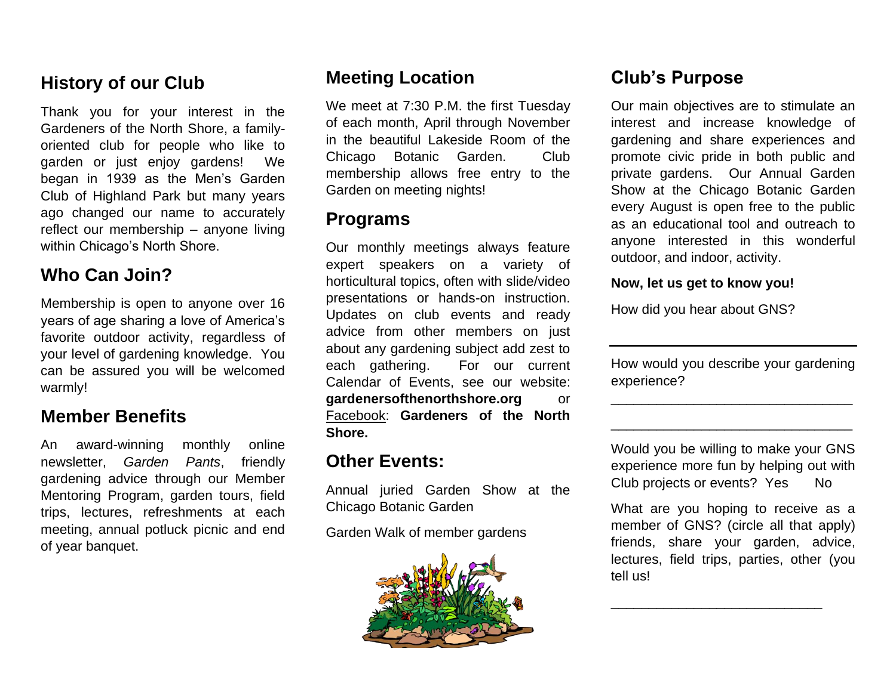## History of our Club

Thank you for your interest in the Gardeners of the North Shore, a family-oriented club for people who like to garden or just enjoy gardens! We began in 1939 as the Men's Garden Club of Highland Park but many years ago changed our name to accurately reflect our membership – anyone living within Chicago's North Shore.

## Who Can Join?

Membership is open to anyone over 16 years of age sharing a love of America's favorite outdoor activity, regardless of your level of gardening knowledge. You can be assured you will be welcomed warmly!

## Member Benefits

An award-winning monthly online newsletter, *Garden Pants*, friendly gardening advice through our Member Mentoring Program, garden tours, field trips, lectures, refreshments at each meeting, annual potluck picnic and end of year banquet.

## Meeting Location

We meet at 7:30 P.M. the first Tuesday of each month, April through November in the beautiful Lakeside Room of the Chicago Botanic Garden. Club membership allows free entry to the Garden on meeting nights!

## Programs

Our monthly meetings always feature expert speakers on a variety of horticultural topics, often with slide/video presentations or hands-on instruction. Updates on club events and ready advice from other members on just about any gardening subject add zest to each gathering. For our current Calendar of Events, see our website: **gardenersofthenorthshore.org** or Facebook: **Gardeners of the North Shore.**

## Other Events:

Annual juried Garden Show at the Chicago Botanic Garden

Garden Walk of member gardens

## Club's Purpose

Our main objectives are to stimulate an interest and increase knowledge of gardening and share experiences and promote civic pride in both public and private gardens. Our Annual Garden Show at the Chicago Botanic Garden every August is open free to the public as an educational tool and outreach to anyone interested in this wonderful outdoor, and indoor, activity.

**Now, let us get to know you!**

How did you hear about GNS?

______________________________

How would you describe your gardening experience?

______________________________

______________________________

Would you be willing to make your GNS experience more fun by helping out with Club projects or events? Yes No

What are you hoping to receive as a member of GNS? (circle all that apply) friends, share your garden, advice, lectures, field trips, parties, other (you tell us!

______________________________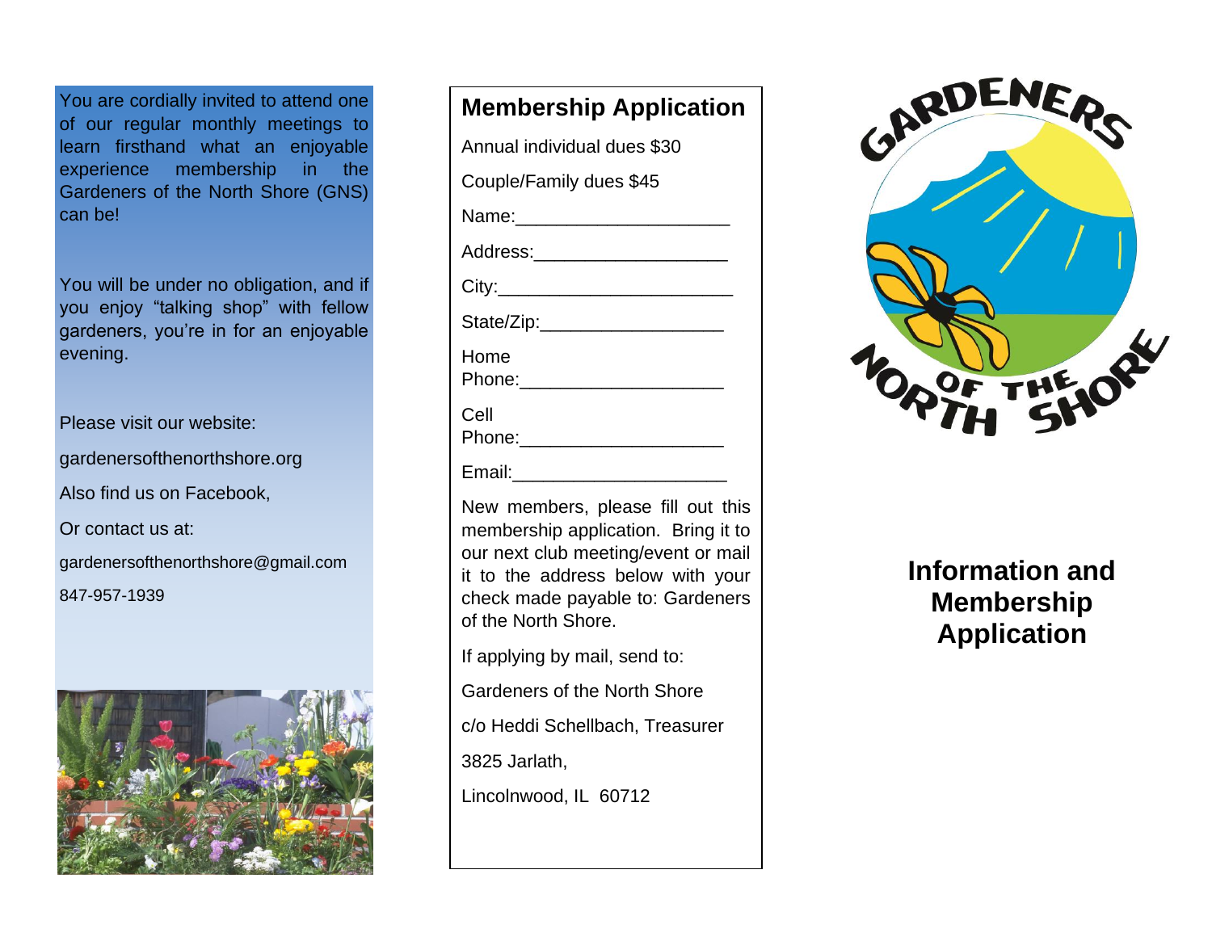You are cordially invited to attend one of our regular monthly meetings to learn firsthand what an enjoyable experience membership in the Gardeners of the North Shore (GNS) can be!

You will be under no obligation, and if you enjoy "talking shop" with fellow gardeners, you're in for an enjoyable evening.

Please visit our website:

gardenersofthenorthshore.org

Also find us on Facebook,

Or contact us at:

gardenersofthenorthshore@gmail.com

847-957-1939

## Membership Application

Annual individual dues $30

Couple/Family dues $45

Name:_____________________

Address:___________________

City:_______________________

State/Zip:__________________

Home Phone:___________________

Cell Phone:___________________

Email:_____________________

New members, please fill out this membership application. Bring it to our next club meeting/event or mail it to the address below with your check made payable to: Gardeners of the North Shore.

If applying by mail, send to:

Gardeners of the North Shore

c/o Heddi Schellbach, Treasurer

3825 Jarlath,

Lincolnwood, IL 60712

GARDENERS OF THE NORTH SHORE

# Information and Membership Application